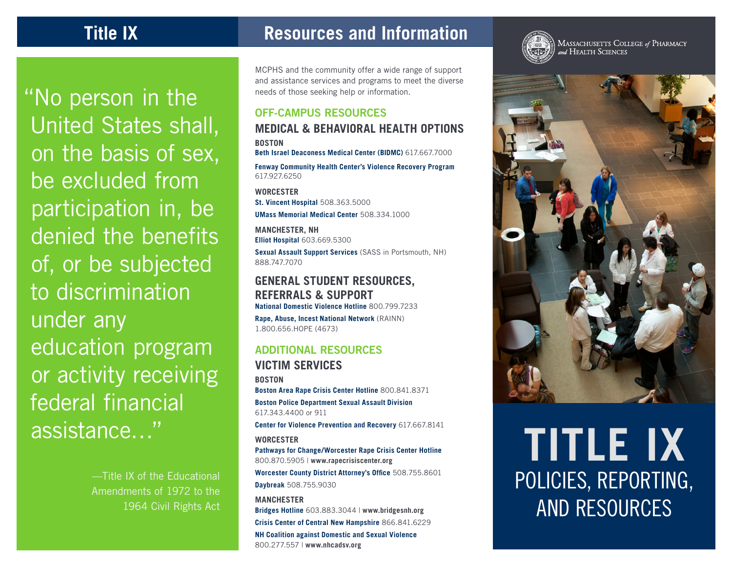# Title IX

"No person in the United States shall, on the basis of sex, be excluded from participation in, be denied the benefits of, or be subjected to discrimination under any education program or activity receiving federal financial assistance…"

—Title IX of the Educational Amendments of 1972 to the 1964 Civil Rights Act

# Resources and Information

MCPHS and the community offer a wide range of support and assistance services and programs to meet the diverse needs of those seeking help or information.

## OFF-CAMPUS RESOURCES

### MEDICAL & BEHAVIORAL HEALTH OPTIONS

**BOSTON**

**Beth Israel Deaconess Medical Center (BIDMC)** 617.667.7000

**Fenway Community Health Center's Violence Recovery Program** 617.927.6250

**WORCESTER**

**St. Vincent Hospital** 508.363.5000

**UMass Memorial Medical Center** 508.334.1000

**MANCHESTER, NH**

**Elliot Hospital** 603.669.5300

**Sexual Assault Support Services** (SASS in Portsmouth, NH) 888.747.7070

### GENERAL STUDENT RESOURCES, REFERRALS & SUPPORT

**National Domestic Violence Hotline** 800.799.7233

**Rape, Abuse, Incest National Network** (RAINN) 1.800.656.HOPE (4673)

## ADDITIONAL RESOURCES

### VICTIM SERVICES

**BOSTON**

**Boston Area Rape Crisis Center Hotline** 800.841.8371

**Boston Police Department Sexual Assault Division** 617.343.4400 or 911

**Center for Violence Prevention and Recovery** 617.667.8141

**WORCESTER**

**Pathways for Change/Worcester Rape Crisis Center Hotline** 800.870.5905 | **www.rapecrisiscenter.org**

**Worcester County District Attorney's Office** 508.755.8601

**Daybreak** 508.755.9030

**MANCHESTER**

**Bridges Hotline** 603.883.3044 | **www.bridgesnh.org**

**Crisis Center of Central New Hampshire** 866.841.6229

**NH Coalition against Domestic and Sexual Violence** 800.277.557 | **www.nhcadsv.org**

Massachusetts College *of* Pharmacy *and* Health Sciences

# TITLE IX

## POLICIES, REPORTING, AND RESOURCES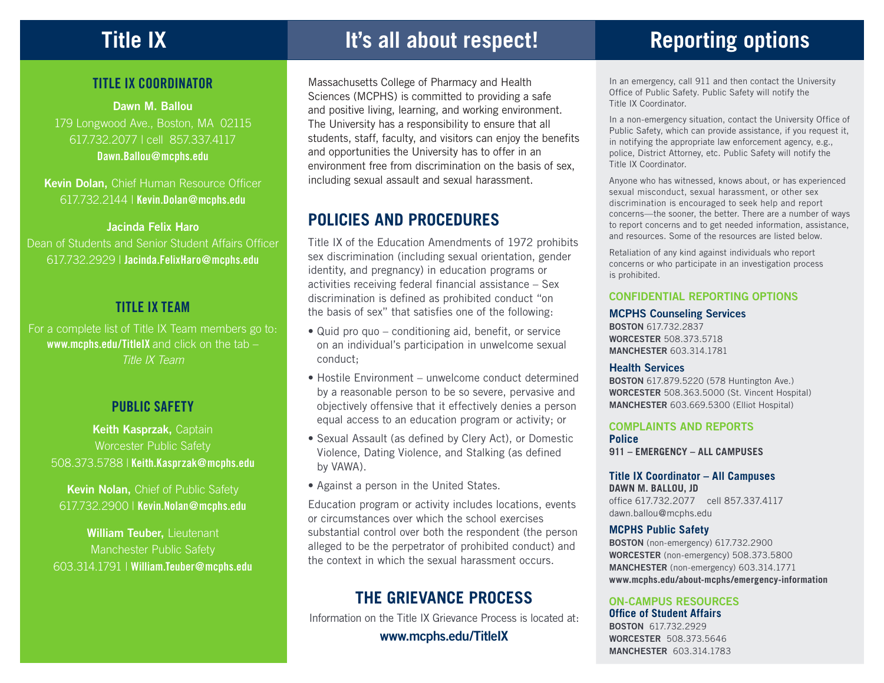# Title IX

## TITLE IX COORDINATOR

**Dawn M. Ballou**
179 Longwood Ave., Boston, MA 02115
617.732.2077 | cell 857.337.4117
**Dawn.Ballou@mcphs.edu**

**Kevin Dolan,** Chief Human Resource Officer
617.732.2144 | **Kevin.Dolan@mcphs.edu**

**Jacinda Felix Haro**
Dean of Students and Senior Student Affairs Officer
617.732.2929 | **Jacinda.FelixHaro@mcphs.edu**

## TITLE IX TEAM

For a complete list of Title IX Team members go to: **www.mcphs.edu/TitleIX** and click on the tab – *Title IX Team*

## PUBLIC SAFETY

**Keith Kasprzak,** Captain
Worcester Public Safety
508.373.5788 | **Keith.Kasprzak@mcphs.edu**

**Kevin Nolan,** Chief of Public Safety
617.732.2900 | **Kevin.Nolan@mcphs.edu**

**William Teuber,** Lieutenant
Manchester Public Safety
603.314.1791 | **William.Teuber@mcphs.edu**

# It's all about respect!

Massachusetts College of Pharmacy and Health Sciences (MCPHS) is committed to providing a safe and positive living, learning, and working environment. The University has a responsibility to ensure that all students, staff, faculty, and visitors can enjoy the benefits and opportunities the University has to offer in an environment free from discrimination on the basis of sex, including sexual assault and sexual harassment.

## POLICIES AND PROCEDURES

Title IX of the Education Amendments of 1972 prohibits sex discrimination (including sexual orientation, gender identity, and pregnancy) in education programs or activities receiving federal financial assistance – Sex discrimination is defined as prohibited conduct "on the basis of sex" that satisfies one of the following:

- Quid pro quo – conditioning aid, benefit, or service on an individual's participation in unwelcome sexual conduct;
- Hostile Environment – unwelcome conduct determined by a reasonable person to be so severe, pervasive and objectively offensive that it effectively denies a person equal access to an education program or activity; or
- Sexual Assault (as defined by Clery Act), or Domestic Violence, Dating Violence, and Stalking (as defined by VAWA).
- Against a person in the United States.

Education program or activity includes locations, events or circumstances over which the school exercises substantial control over both the respondent (the person alleged to be the perpetrator of prohibited conduct) and the context in which the sexual harassment occurs.

## THE GRIEVANCE PROCESS

Information on the Title IX Grievance Process is located at:
**www.mcphs.edu/TitleIX**

# Reporting options

In an emergency, call 911 and then contact the University Office of Public Safety. Public Safety will notify the Title IX Coordinator.

In a non-emergency situation, contact the University Office of Public Safety, which can provide assistance, if you request it, in notifying the appropriate law enforcement agency, e.g., police, District Attorney, etc. Public Safety will notify the Title IX Coordinator.

Anyone who has witnessed, knows about, or has experienced sexual misconduct, sexual harassment, or other sex discrimination is encouraged to seek help and report concerns—the sooner, the better. There are a number of ways to report concerns and to get needed information, assistance, and resources. Some of the resources are listed below.

Retaliation of any kind against individuals who report concerns or who participate in an investigation process is prohibited.

## CONFIDENTIAL REPORTING OPTIONS

### MCPHS Counseling Services
**BOSTON** 617.732.2837
**WORCESTER** 508.373.5718
**MANCHESTER** 603.314.1781

### Health Services
**BOSTON** 617.879.5220 (578 Huntington Ave.)
**WORCESTER** 508.363.5000 (St. Vincent Hospital)
**MANCHESTER** 603.669.5300 (Elliot Hospital)

## COMPLAINTS AND REPORTS

### Police
**911 – EMERGENCY – ALL CAMPUSES**

### Title IX Coordinator – All Campuses
**DAWN M. BALLOU, JD**
office 617.732.2077 cell 857.337.4117
dawn.ballou@mcphs.edu

### MCPHS Public Safety
**BOSTON** (non-emergency) 617.732.2900
**WORCESTER** (non-emergency) 508.373.5800
**MANCHESTER** (non-emergency) 603.314.1771
**www.mcphs.edu/about-mcphs/emergency-information**

## ON-CAMPUS RESOURCES

### Office of Student Affairs
**BOSTON** 617.732.2929
**WORCESTER** 508.373.5646
**MANCHESTER** 603.314.1783